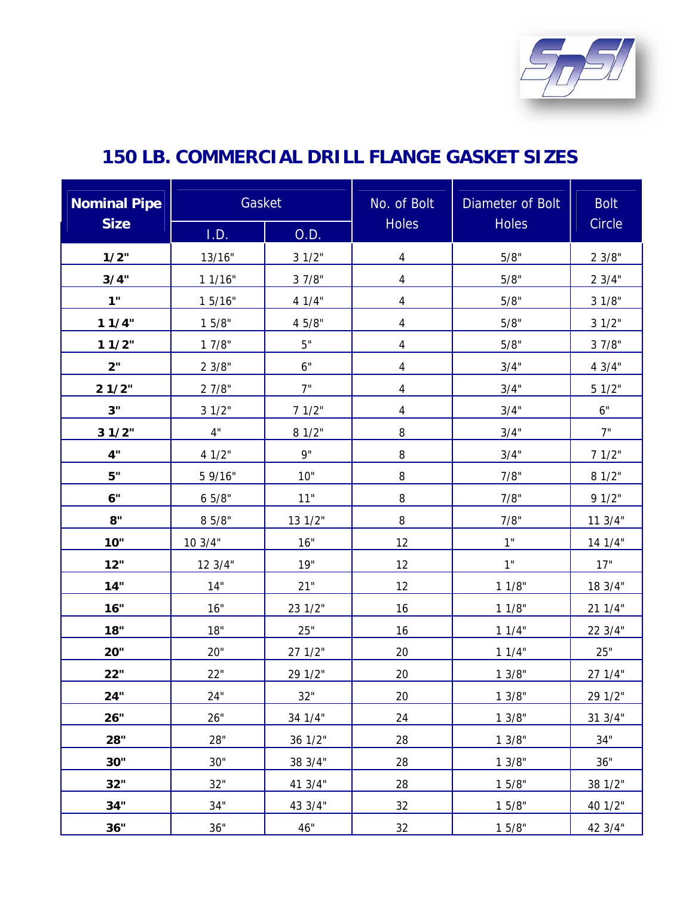# 150 LB. COMMERCIAL DRILL FLANGE GASKET SIZES

| Nominal Pipe Size | Gasket | | No. of Bolt Holes | Diameter of Bolt Holes | Bolt Circle |
|---|---|---|---|---|---|
| | I.D. | O.D. | | | |
| **1/2"** | 13/16" | 3 1/2" | 4 | 5/8" | 2 3/8" |
| **3/4"** | 1 1/16" | 3 7/8" | 4 | 5/8" | 2 3/4" |
| **1"** | 1 5/16" | 4 1/4" | 4 | 5/8" | 3 1/8" |
| **1 1/4"** | 1 5/8" | 4 5/8" | 4 | 5/8" | 3 1/2" |
| **1 1/2"** | 1 7/8" | 5" | 4 | 5/8" | 3 7/8" |
| **2"** | 2 3/8" | 6" | 4 | 3/4" | 4 3/4" |
| **2 1/2"** | 2 7/8" | 7" | 4 | 3/4" | 5 1/2" |
| **3"** | 3 1/2" | 7 1/2" | 4 | 3/4" | 6" |
| **3 1/2"** | 4" | 8 1/2" | 8 | 3/4" | 7" |
| **4"** | 4 1/2" | 9" | 8 | 3/4" | 7 1/2" |
| **5"** | 5 9/16" | 10" | 8 | 7/8" | 8 1/2" |
| **6"** | 6 5/8" | 11" | 8 | 7/8" | 9 1/2" |
| **8"** | 8 5/8" | 13 1/2" | 8 | 7/8" | 11 3/4" |
| **10"** | 10 3/4" | 16" | 12 | 1" | 14 1/4" |
| **12"** | 12 3/4" | 19" | 12 | 1" | 17" |
| **14"** | 14" | 21" | 12 | 1 1/8" | 18 3/4" |
| **16"** | 16" | 23 1/2" | 16 | 1 1/8" | 21 1/4" |
| **18"** | 18" | 25" | 16 | 1 1/4" | 22 3/4" |
| **20"** | 20" | 27 1/2" | 20 | 1 1/4" | 25" |
| **22"** | 22" | 29 1/2" | 20 | 1 3/8" | 27 1/4" |
| **24"** | 24" | 32" | 20 | 1 3/8" | 29 1/2" |
| **26"** | 26" | 34 1/4" | 24 | 1 3/8" | 31 3/4" |
| **28"** | 28" | 36 1/2" | 28 | 1 3/8" | 34" |
| **30"** | 30" | 38 3/4" | 28 | 1 3/8" | 36" |
| **32"** | 32" | 41 3/4" | 28 | 1 5/8" | 38 1/2" |
| **34"** | 34" | 43 3/4" | 32 | 1 5/8" | 40 1/2" |
| **36"** | 36" | 46" | 32 | 1 5/8" | 42 3/4" |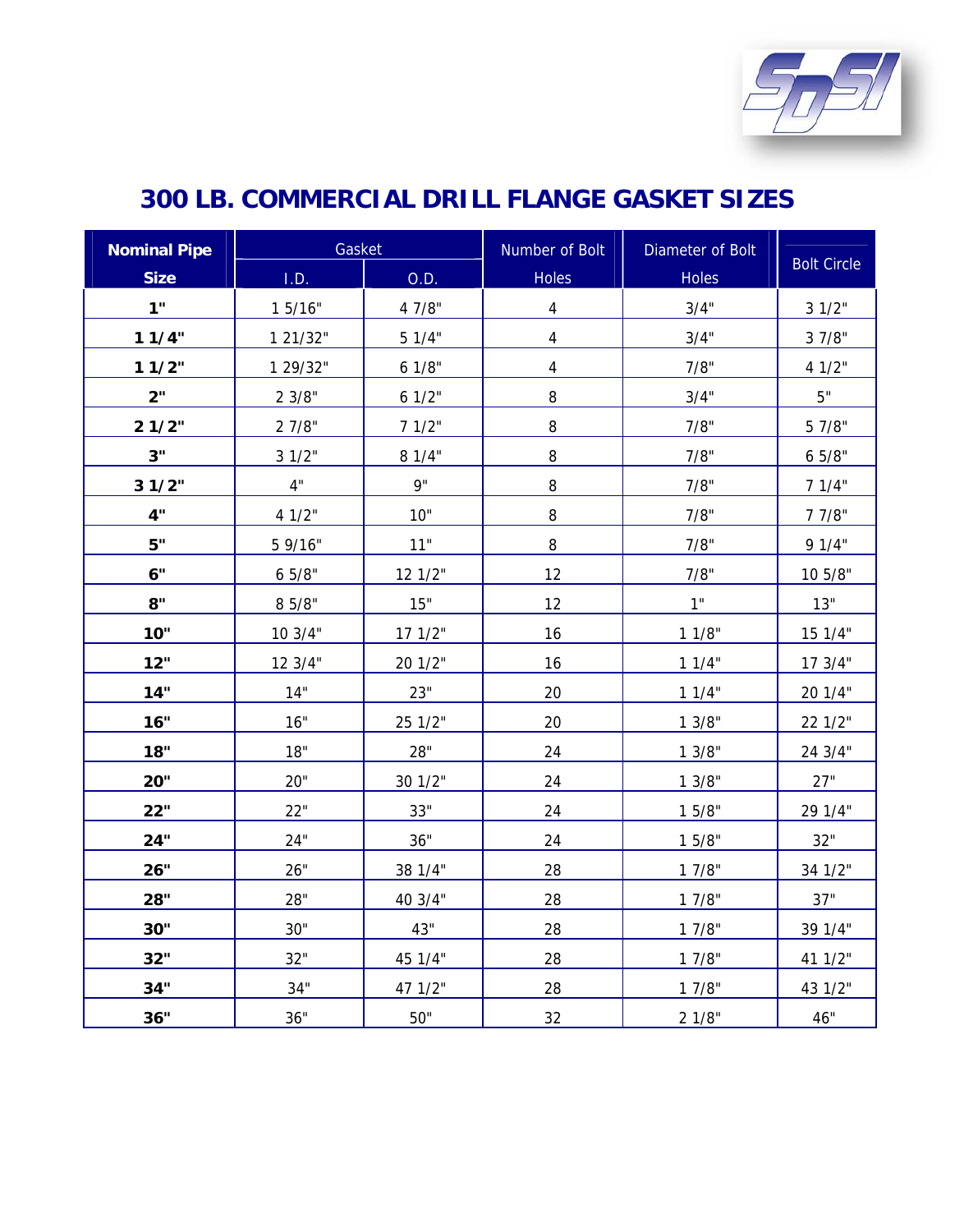# 300 LB. COMMERCIAL DRILL FLANGE GASKET SIZES

| Nominal Pipe Size | Gasket | | Number of Bolt Holes | Diameter of Bolt Holes | Bolt Circle |
|---|---|---|---|---|---|
| | I.D. | O.D. | | | |
| **1"** | 1 5/16" | 4 7/8" | 4 | 3/4" | 3 1/2" |
| **1 1/4"** | 1 21/32" | 5 1/4" | 4 | 3/4" | 3 7/8" |
| **1 1/2"** | 1 29/32" | 6 1/8" | 4 | 7/8" | 4 1/2" |
| **2"** | 2 3/8" | 6 1/2" | 8 | 3/4" | 5" |
| **2 1/2"** | 2 7/8" | 7 1/2" | 8 | 7/8" | 5 7/8" |
| **3"** | 3 1/2" | 8 1/4" | 8 | 7/8" | 6 5/8" |
| **3 1/2"** | 4" | 9" | 8 | 7/8" | 7 1/4" |
| **4"** | 4 1/2" | 10" | 8 | 7/8" | 7 7/8" |
| **5"** | 5 9/16" | 11" | 8 | 7/8" | 9 1/4" |
| **6"** | 6 5/8" | 12 1/2" | 12 | 7/8" | 10 5/8" |
| **8"** | 8 5/8" | 15" | 12 | 1" | 13" |
| **10"** | 10 3/4" | 17 1/2" | 16 | 1 1/8" | 15 1/4" |
| **12"** | 12 3/4" | 20 1/2" | 16 | 1 1/4" | 17 3/4" |
| **14"** | 14" | 23" | 20 | 1 1/4" | 20 1/4" |
| **16"** | 16" | 25 1/2" | 20 | 1 3/8" | 22 1/2" |
| **18"** | 18" | 28" | 24 | 1 3/8" | 24 3/4" |
| **20"** | 20" | 30 1/2" | 24 | 1 3/8" | 27" |
| **22"** | 22" | 33" | 24 | 1 5/8" | 29 1/4" |
| **24"** | 24" | 36" | 24 | 1 5/8" | 32" |
| **26"** | 26" | 38 1/4" | 28 | 1 7/8" | 34 1/2" |
| **28"** | 28" | 40 3/4" | 28 | 1 7/8" | 37" |
| **30"** | 30" | 43" | 28 | 1 7/8" | 39 1/4" |
| **32"** | 32" | 45 1/4" | 28 | 1 7/8" | 41 1/2" |
| **34"** | 34" | 47 1/2" | 28 | 1 7/8" | 43 1/2" |
| **36"** | 36" | 50" | 32 | 2 1/8" | 46" |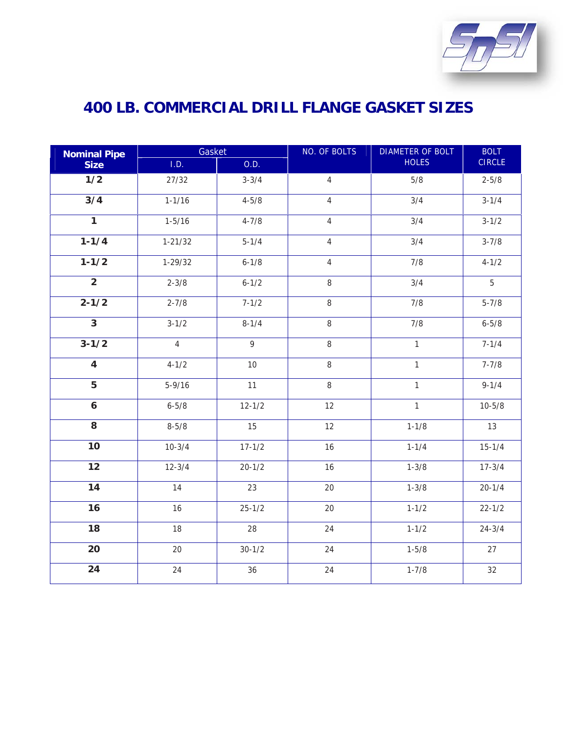# 400 LB. COMMERCIAL DRILL FLANGE GASKET SIZES

| Nominal Pipe Size | Gasket | | NO. OF BOLTS | DIAMETER OF BOLT HOLES | BOLT CIRCLE |
|---|---|---|---|---|---|
| | I.D. | O.D. | | | |
| **1/2** | 27/32 | 3-3/4 | 4 | 5/8 | 2-5/8 |
| **3/4** | 1-1/16 | 4-5/8 | 4 | 3/4 | 3-1/4 |
| **1** | 1-5/16 | 4-7/8 | 4 | 3/4 | 3-1/2 |
| **1-1/4** | 1-21/32 | 5-1/4 | 4 | 3/4 | 3-7/8 |
| **1-1/2** | 1-29/32 | 6-1/8 | 4 | 7/8 | 4-1/2 |
| **2** | 2-3/8 | 6-1/2 | 8 | 3/4 | 5 |
| **2-1/2** | 2-7/8 | 7-1/2 | 8 | 7/8 | 5-7/8 |
| **3** | 3-1/2 | 8-1/4 | 8 | 7/8 | 6-5/8 |
| **3-1/2** | 4 | 9 | 8 | 1 | 7-1/4 |
| **4** | 4-1/2 | 10 | 8 | 1 | 7-7/8 |
| **5** | 5-9/16 | 11 | 8 | 1 | 9-1/4 |
| **6** | 6-5/8 | 12-1/2 | 12 | 1 | 10-5/8 |
| **8** | 8-5/8 | 15 | 12 | 1-1/8 | 13 |
| **10** | 10-3/4 | 17-1/2 | 16 | 1-1/4 | 15-1/4 |
| **12** | 12-3/4 | 20-1/2 | 16 | 1-3/8 | 17-3/4 |
| **14** | 14 | 23 | 20 | 1-3/8 | 20-1/4 |
| **16** | 16 | 25-1/2 | 20 | 1-1/2 | 22-1/2 |
| **18** | 18 | 28 | 24 | 1-1/2 | 24-3/4 |
| **20** | 20 | 30-1/2 | 24 | 1-5/8 | 27 |
| **24** | 24 | 36 | 24 | 1-7/8 | 32 |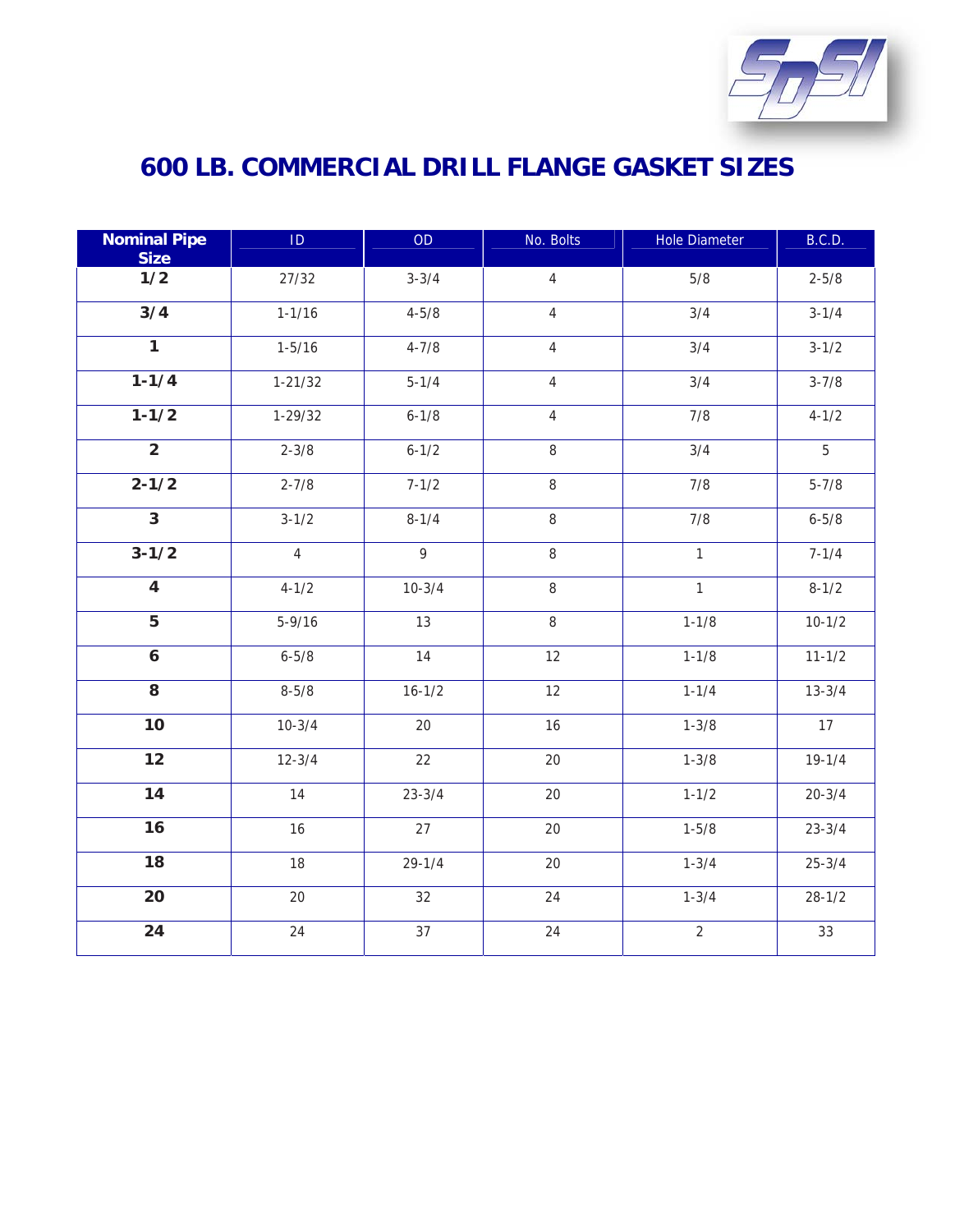# 600 LB. COMMERCIAL DRILL FLANGE GASKET SIZES

| Nominal Pipe Size | ID | OD | No. Bolts | Hole Diameter | B.C.D. |
|---|---|---|---|---|---|
| **1/2** | 27/32 | 3-3/4 | 4 | 5/8 | 2-5/8 |
| **3/4** | 1-1/16 | 4-5/8 | 4 | 3/4 | 3-1/4 |
| **1** | 1-5/16 | 4-7/8 | 4 | 3/4 | 3-1/2 |
| **1-1/4** | 1-21/32 | 5-1/4 | 4 | 3/4 | 3-7/8 |
| **1-1/2** | 1-29/32 | 6-1/8 | 4 | 7/8 | 4-1/2 |
| **2** | 2-3/8 | 6-1/2 | 8 | 3/4 | 5 |
| **2-1/2** | 2-7/8 | 7-1/2 | 8 | 7/8 | 5-7/8 |
| **3** | 3-1/2 | 8-1/4 | 8 | 7/8 | 6-5/8 |
| **3-1/2** | 4 | 9 | 8 | 1 | 7-1/4 |
| **4** | 4-1/2 | 10-3/4 | 8 | 1 | 8-1/2 |
| **5** | 5-9/16 | 13 | 8 | 1-1/8 | 10-1/2 |
| **6** | 6-5/8 | 14 | 12 | 1-1/8 | 11-1/2 |
| **8** | 8-5/8 | 16-1/2 | 12 | 1-1/4 | 13-3/4 |
| **10** | 10-3/4 | 20 | 16 | 1-3/8 | 17 |
| **12** | 12-3/4 | 22 | 20 | 1-3/8 | 19-1/4 |
| **14** | 14 | 23-3/4 | 20 | 1-1/2 | 20-3/4 |
| **16** | 16 | 27 | 20 | 1-5/8 | 23-3/4 |
| **18** | 18 | 29-1/4 | 20 | 1-3/4 | 25-3/4 |
| **20** | 20 | 32 | 24 | 1-3/4 | 28-1/2 |
| **24** | 24 | 37 | 24 | 2 | 33 |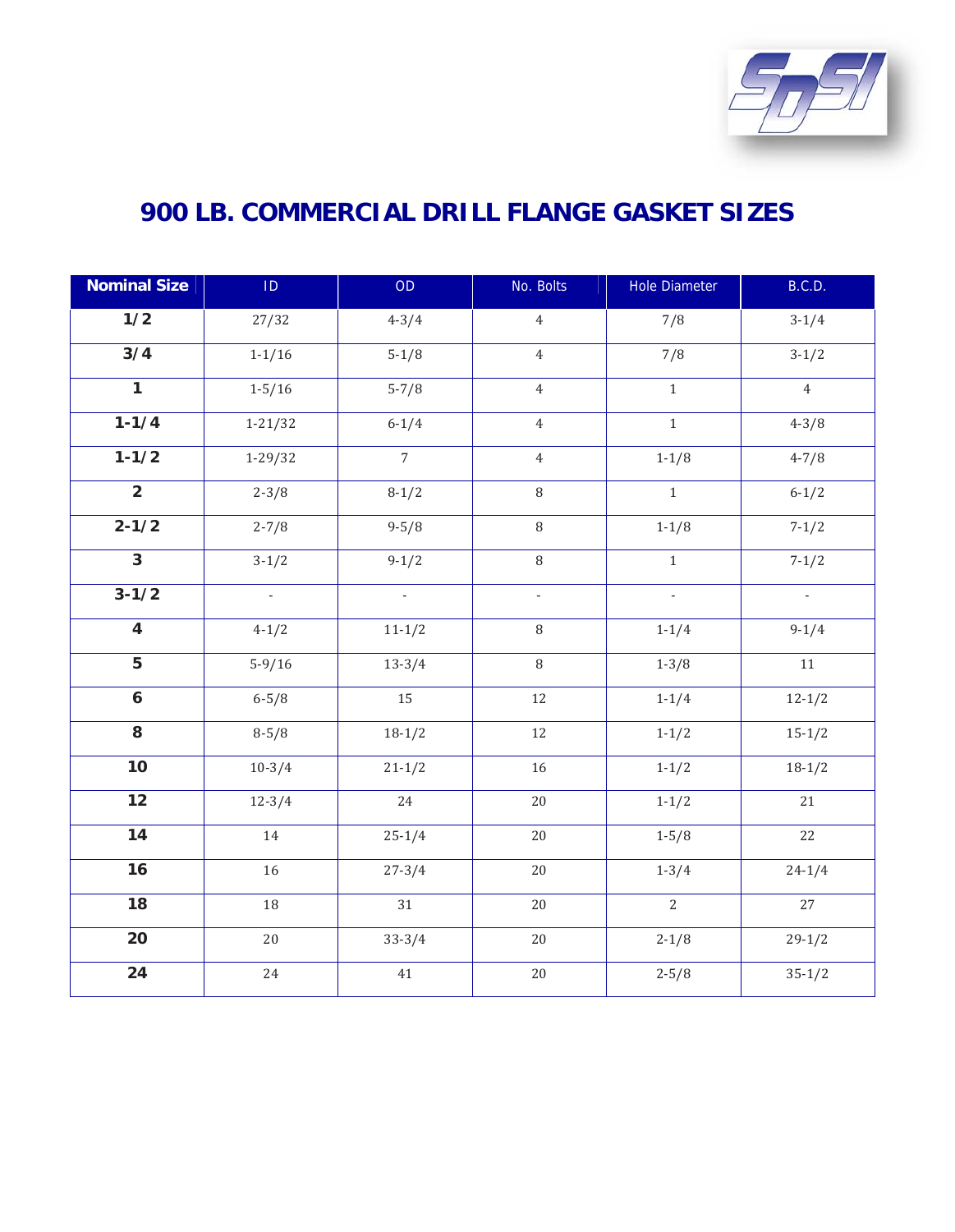# 900 LB. COMMERCIAL DRILL FLANGE GASKET SIZES

| Nominal Size | ID | OD | No. Bolts | Hole Diameter | B.C.D. |
|---|---|---|---|---|---|
| **1/2** | 27/32 | 4-3/4 | 4 | 7/8 | 3-1/4 |
| **3/4** | 1-1/16 | 5-1/8 | 4 | 7/8 | 3-1/2 |
| **1** | 1-5/16 | 5-7/8 | 4 | 1 | 4 |
| **1-1/4** | 1-21/32 | 6-1/4 | 4 | 1 | 4-3/8 |
| **1-1/2** | 1-29/32 | 7 | 4 | 1-1/8 | 4-7/8 |
| **2** | 2-3/8 | 8-1/2 | 8 | 1 | 6-1/2 |
| **2-1/2** | 2-7/8 | 9-5/8 | 8 | 1-1/8 | 7-1/2 |
| **3** | 3-1/2 | 9-1/2 | 8 | 1 | 7-1/2 |
| **3-1/2** | - | - | - | - | - |
| **4** | 4-1/2 | 11-1/2 | 8 | 1-1/4 | 9-1/4 |
| **5** | 5-9/16 | 13-3/4 | 8 | 1-3/8 | 11 |
| **6** | 6-5/8 | 15 | 12 | 1-1/4 | 12-1/2 |
| **8** | 8-5/8 | 18-1/2 | 12 | 1-1/2 | 15-1/2 |
| **10** | 10-3/4 | 21-1/2 | 16 | 1-1/2 | 18-1/2 |
| **12** | 12-3/4 | 24 | 20 | 1-1/2 | 21 |
| **14** | 14 | 25-1/4 | 20 | 1-5/8 | 22 |
| **16** | 16 | 27-3/4 | 20 | 1-3/4 | 24-1/4 |
| **18** | 18 | 31 | 20 | 2 | 27 |
| **20** | 20 | 33-3/4 | 20 | 2-1/8 | 29-1/2 |
| **24** | 24 | 41 | 20 | 2-5/8 | 35-1/2 |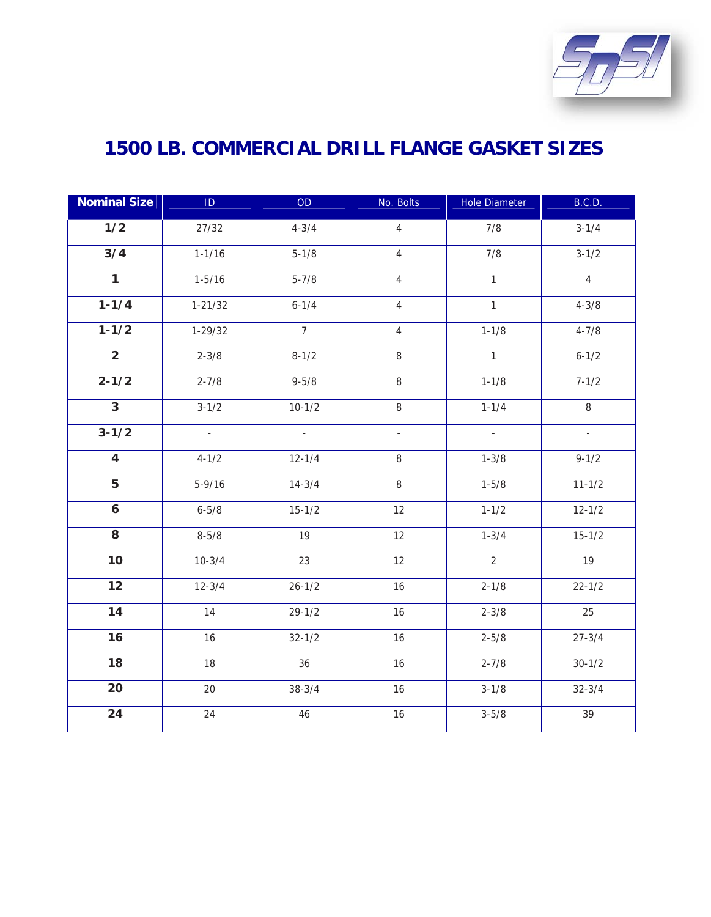# 1500 LB. COMMERCIAL DRILL FLANGE GASKET SIZES

| Nominal Size | ID | OD | No. Bolts | Hole Diameter | B.C.D. |
|---|---|---|---|---|---|
| **1/2** | 27/32 | 4-3/4 | 4 | 7/8 | 3-1/4 |
| **3/4** | 1-1/16 | 5-1/8 | 4 | 7/8 | 3-1/2 |
| **1** | 1-5/16 | 5-7/8 | 4 | 1 | 4 |
| **1-1/4** | 1-21/32 | 6-1/4 | 4 | 1 | 4-3/8 |
| **1-1/2** | 1-29/32 | 7 | 4 | 1-1/8 | 4-7/8 |
| **2** | 2-3/8 | 8-1/2 | 8 | 1 | 6-1/2 |
| **2-1/2** | 2-7/8 | 9-5/8 | 8 | 1-1/8 | 7-1/2 |
| **3** | 3-1/2 | 10-1/2 | 8 | 1-1/4 | 8 |
| **3-1/2** | - | - | - | - | - |
| **4** | 4-1/2 | 12-1/4 | 8 | 1-3/8 | 9-1/2 |
| **5** | 5-9/16 | 14-3/4 | 8 | 1-5/8 | 11-1/2 |
| **6** | 6-5/8 | 15-1/2 | 12 | 1-1/2 | 12-1/2 |
| **8** | 8-5/8 | 19 | 12 | 1-3/4 | 15-1/2 |
| **10** | 10-3/4 | 23 | 12 | 2 | 19 |
| **12** | 12-3/4 | 26-1/2 | 16 | 2-1/8 | 22-1/2 |
| **14** | 14 | 29-1/2 | 16 | 2-3/8 | 25 |
| **16** | 16 | 32-1/2 | 16 | 2-5/8 | 27-3/4 |
| **18** | 18 | 36 | 16 | 2-7/8 | 30-1/2 |
| **20** | 20 | 38-3/4 | 16 | 3-1/8 | 32-3/4 |
| **24** | 24 | 46 | 16 | 3-5/8 | 39 |